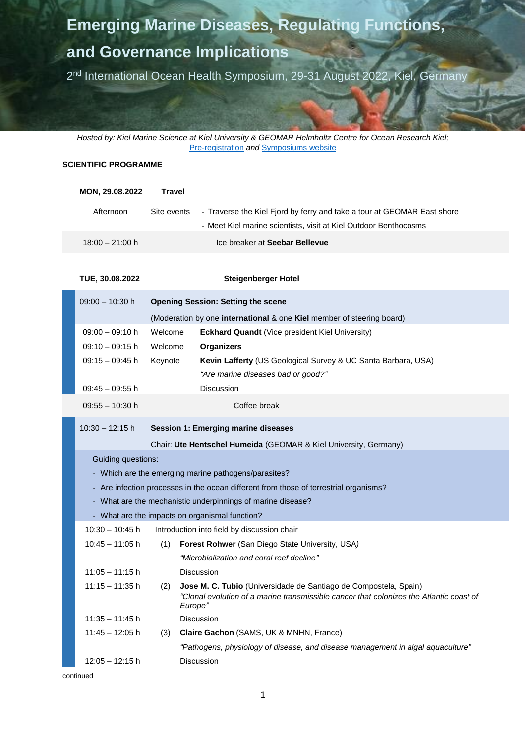# Emerging Marine Diseases, Regulating Functions, and Governance Implications

2nd International Ocean Health Symposium, 29-31 August 2022, Kiel, Germany

*Hosted by: Kiel Marine Science at Kiel University & GEOMAR Helmholtz Centre for Ocean Research Kiel;* Pre-registration *and* Symposiums website

**SCIENTIFIC PROGRAMME**

| **MON, 29.08.2022** | **Travel** | |
|---|---|---|
| Afternoon | Site events | - Traverse the Kiel Fjord by ferry and take a tour at GEOMAR East shore<br>- Meet Kiel marine scientists, visit at Kiel Outdoor Benthocosms |
| 18:00 – 21:00 h | | Ice breaker at **Seebar Bellevue** |

| **TUE, 30.08.2022** | | **Steigenberger Hotel** |
|---|---|---|
| 09:00 – 10:30 h | **Opening Session: Setting the scene** | |
| | (Moderation by one **international** & one **Kiel** member of steering board) | |
| 09:00 – 09:10 h | Welcome | **Eckhard Quandt** (Vice president Kiel University) |
| 09:10 – 09:15 h | Welcome | **Organizers** |
| 09:15 – 09:45 h | Keynote | **Kevin Lafferty** (US Geological Survey & UC Santa Barbara, USA)<br>*"Are marine diseases bad or good?"* |
| 09:45 – 09:55 h | | Discussion |
| 09:55 – 10:30 h | | Coffee break |

| | | |
|---|---|---|
| 10:30 – 12:15 h | **Session 1: Emerging marine diseases** | |
| | Chair: **Ute Hentschel Humeida** (GEOMAR & Kiel University, Germany) | |
| | Guiding questions:<br>- Which are the emerging marine pathogens/parasites?<br>- Are infection processes in the ocean different from those of terrestrial organisms?<br>- What are the mechanistic underpinnings of marine disease?<br>- What are the impacts on organismal function? | |
| 10:30 – 10:45 h | | Introduction into field by discussion chair |
| 10:45 – 11:05 h | (1) | **Forest Rohwer** (San Diego State University, USA)<br>*"Microbialization and coral reef decline"* |
| 11:05 – 11:15 h | | Discussion |
| 11:15 – 11:35 h | (2) | **Jose M. C. Tubio** (Universidade de Santiago de Compostela, Spain)<br>*"Clonal evolution of a marine transmissible cancer that colonizes the Atlantic coast of Europe"* |
| 11:35 – 11:45 h | | Discussion |
| 11:45 – 12:05 h | (3) | **Claire Gachon** (SAMS, UK & MNHN, France)<br>*"Pathogens, physiology of disease, and disease management in algal aquaculture"* |
| 12:05 – 12:15 h | | Discussion |

continued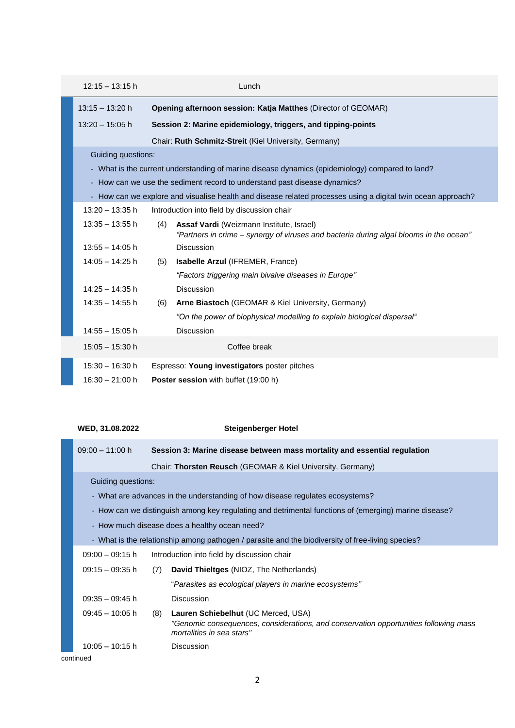| | | |
|---|---|---|
| 12:15 – 13:15 h | | Lunch |
| 13:15 – 13:20 h | | **Opening afternoon session: Katja Matthes** (Director of GEOMAR) |
| 13:20 – 15:05 h | | **Session 2: Marine epidemiology, triggers, and tipping-points** |
| | | Chair: **Ruth Schmitz-Streit** (Kiel University, Germany) |

Guiding questions:

- What is the current understanding of marine disease dynamics (epidemiology) compared to land?
- How can we use the sediment record to understand past disease dynamics?
- How can we explore and visualise health and disease related processes using a digital twin ocean approach?

| | | |
|---|---|---|
| 13:20 – 13:35 h | | Introduction into field by discussion chair |
| 13:35 – 13:55 h | (4) | **Assaf Vardi** (Weizmann Institute, Israel)<br>*"Partners in crime – synergy of viruses and bacteria during algal blooms in the ocean"* |
| 13:55 – 14:05 h | | Discussion |
| 14:05 – 14:25 h | (5) | **Isabelle Arzul** (IFREMER, France)<br>*"Factors triggering main bivalve diseases in Europe"* |
| 14:25 – 14:35 h | | Discussion |
| 14:35 – 14:55 h | (6) | **Arne Biastoch** (GEOMAR & Kiel University, Germany)<br>*"On the power of biophysical modelling to explain biological dispersal"* |
| 14:55 – 15:05 h | | Discussion |
| 15:05 – 15:30 h | | Coffee break |
| 15:30 – 16:30 h | | Espresso: **Young investigators** poster pitches |
| 16:30 – 21:00 h | | **Poster session** with buffet (19:00 h) |

**WED, 31.08.2022** **Steigenberger Hotel**

| | | |
|---|---|---|
| 09:00 – 11:00 h | | **Session 3: Marine disease between mass mortality and essential regulation** |
| | | Chair: **Thorsten Reusch** (GEOMAR & Kiel University, Germany) |

Guiding questions:

- What are advances in the understanding of how disease regulates ecosystems?
- How can we distinguish among key regulating and detrimental functions of (emerging) marine disease?
- How much disease does a healthy ocean need?
- What is the relationship among pathogen / parasite and the biodiversity of free-living species?

| | | |
|---|---|---|
| 09:00 – 09:15 h | | Introduction into field by discussion chair |
| 09:15 – 09:35 h | (7) | **David Thieltges** (NIOZ, The Netherlands)<br>*"Parasites as ecological players in marine ecosystems"* |
| 09:35 – 09:45 h | | Discussion |
| 09:45 – 10:05 h | (8) | **Lauren Schiebelhut** (UC Merced, USA)<br>*"Genomic consequences, considerations, and conservation opportunities following mass mortalities in sea stars"* |
| 10:05 – 10:15 h | | Discussion |

continued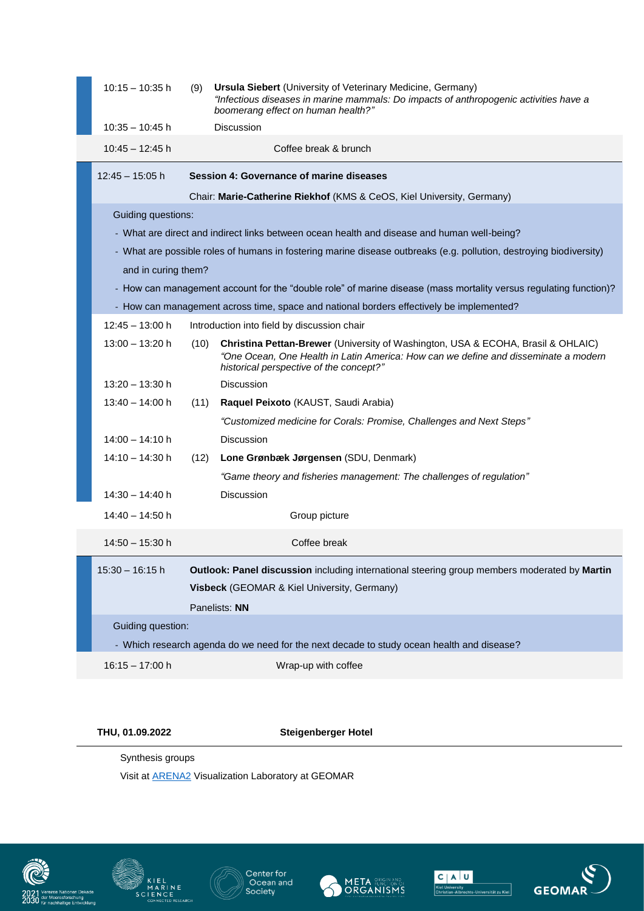| | | |
|---|---|---|
| 10:15 – 10:35 h | (9) | **Ursula Siebert** (University of Veterinary Medicine, Germany) *"Infectious diseases in marine mammals: Do impacts of anthropogenic activities have a boomerang effect on human health?"* |
| 10:35 – 10:45 h | | Discussion |
| 10:45 – 12:45 h | | Coffee break & brunch |

| | | |
|---|---|---|
| 12:45 – 15:05 h | | **Session 4: Governance of marine diseases** |
| | | Chair: **Marie-Catherine Riekhof** (KMS & CeOS, Kiel University, Germany) |

Guiding questions:

- What are direct and indirect links between ocean health and disease and human well-being?
- What are possible roles of humans in fostering marine disease outbreaks (e.g. pollution, destroying biodiversity) and in curing them?
- How can management account for the "double role" of marine disease (mass mortality versus regulating function)?
- How can management across time, space and national borders effectively be implemented?

| | | |
|---|---|---|
| 12:45 – 13:00 h | | Introduction into field by discussion chair |
| 13:00 – 13:20 h | (10) | **Christina Pettan-Brewer** (University of Washington, USA & ECOHA, Brasil & OHLAIC) *"One Ocean, One Health in Latin America: How can we define and disseminate a modern historical perspective of the concept?"* |
| 13:20 – 13:30 h | | Discussion |
| 13:40 – 14:00 h | (11) | **Raquel Peixoto** (KAUST, Saudi Arabia) *"Customized medicine for Corals: Promise, Challenges and Next Steps"* |
| 14:00 – 14:10 h | | Discussion |
| 14:10 – 14:30 h | (12) | **Lone Grønbæk Jørgensen** (SDU, Denmark) *"Game theory and fisheries management: The challenges of regulation"* |
| 14:30 – 14:40 h | | Discussion |
| 14:40 – 14:50 h | | Group picture |
| 14:50 – 15:30 h | | Coffee break |

| | |
|---|---|
| 15:30 – 16:15 h | **Outlook: Panel discussion** including international steering group members moderated by **Martin Visbeck** (GEOMAR & Kiel University, Germany) |
| | Panelists: **NN** |

Guiding question:

- Which research agenda do we need for the next decade to study ocean health and disease?

| | |
|---|---|
| 16:15 – 17:00 h | Wrap-up with coffee |

**THU, 01.09.2022** **Steigenberger Hotel**

Synthesis groups

Visit at ARENA2 Visualization Laboratory at GEOMAR